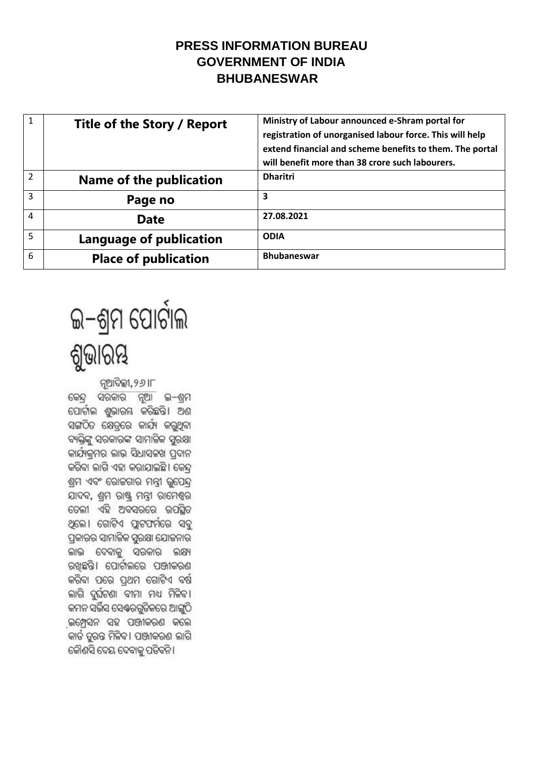**PRESS INFORMATION BUREAU**
**GOVERNMENT OF INDIA**
**BHUBANESWAR**

| | | |
|---|---|---|
| 1 | **Title of the Story / Report** | **Ministry of Labour announced e-Shram portal for registration of unorganised labour force. This will help extend financial and scheme benefits to them. The portal will benefit more than 38 crore such labourers.** |
| 2 | **Name of the publication** | **Dharitri** |
| 3 | **Page no** | **3** |
| 4 | **Date** | **27.08.2021** |
| 5 | **Language of publication** | **ODIA** |
| 6 | **Place of publication** | **Bhubaneswar** |

# ଇ-ଶ୍ରମ ପୋର୍ଟାଲ ଶୁଭାରମ୍ଭ

ନୂଆଦିଲ୍ଲୀ,୨୬।୮

କେନ୍ଦ୍ର ସରକାର ନୂଆ ଇ-ଶ୍ରମ ପୋର୍ଟାଲ ଶୁଭାରମ୍ଭ କରିଛନ୍ତି। ଅଣ ସଙ୍ଗଠିତ କ୍ଷେତ୍ରରେ କାର୍ଯ୍ୟ କରୁଥିବା ବ୍ୟକ୍ତିଙ୍କୁ ସରକାରଙ୍କ ସାମାଜିକ ସୁରକ୍ଷା କାର୍ଯ୍ୟକ୍ରମର ଲାଭ ସିଧାସଳଖ ପ୍ରଦାନ କରିବା ଲାଗି ଏହା କରାଯାଇଛି। କେନ୍ଦ୍ର ଶ୍ରମ ଏବଂ ରୋଜଗାର ମନ୍ତ୍ରୀ ଭୁପେନ୍ଦ୍ର ଯାଦବ, ଶ୍ରମ ରାଷ୍ଟ୍ର ମନ୍ତ୍ରୀ ରାମେଶ୍ୱର ତେଲୀ ଏହି ଅବସରରେ ଉପସ୍ଥିତ ଥିଲେ। ଗୋଟିଏ ପ୍ଲାଟଫର୍ମରେ ସବୁ ପ୍ରକାରର ସାମାଜିକ ସୁରକ୍ଷା ଯୋଜନାର ଲାଭ ଦେବାକୁ ସରକାର ଲକ୍ଷ୍ୟ ରଖିଛନ୍ତି। ପୋର୍ଟାଲରେ ପଞ୍ଜୀକରଣ କରିବା ପରେ ପ୍ରଥମ ଗୋଟିଏ ବର୍ଷ ଲାଗି ଦୁର୍ଘଟଣା ବୀମା ମଧ୍ୟ ମିଳିବ। କମନ ସର୍ଭିସ ସେଣ୍ଟରଗୁଡ଼ିକରେ ଆଙ୍ଗୁଠି ଇମ୍ପ୍ରେସନ ସହ ପଞ୍ଜୀକରଣ କଲେ କାର୍ଡ ତୁରନ୍ତ ମିଳିବ। ପଞ୍ଜୀକରଣ ଲାଗି କୌଣସି ଦେୟ ଦେବାକୁ ପଡ଼ିବନି।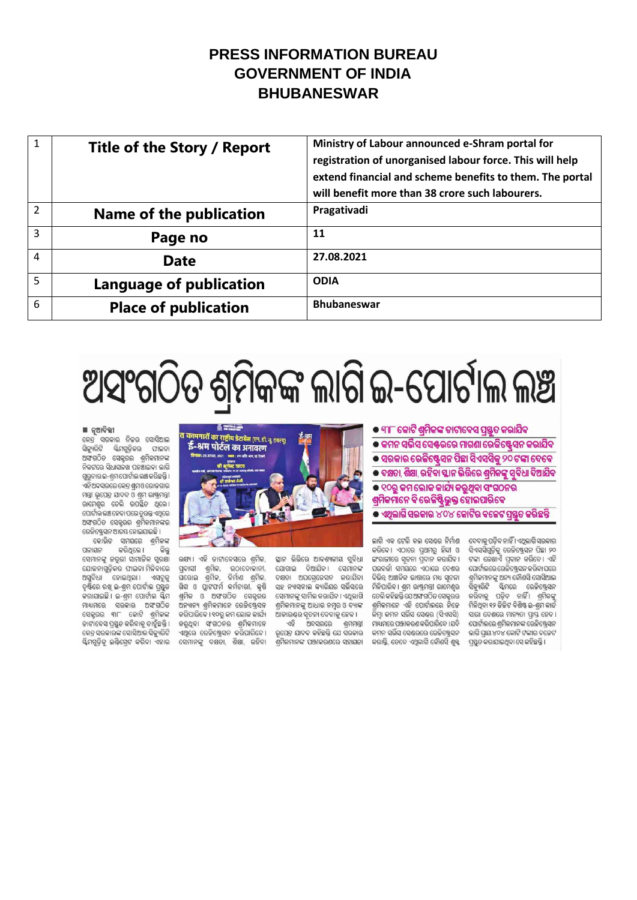# PRESS INFORMATION BUREAU
# GOVERNMENT OF INDIA
# BHUBANESWAR

| 1 | Title of the Story / Report | Ministry of Labour announced e-Shram portal for registration of unorganised labour force. This will help extend financial and scheme benefits to them. The portal will benefit more than 38 crore such labourers. |
|---|---|---|
| 2 | Name of the publication | Pragativadi |
| 3 | Page no | 11 |
| 4 | Date | 27.08.2021 |
| 5 | Language of publication | ODIA |
| 6 | Place of publication | Bhubaneswar |

# ଅସଂଗଠିତ ଶ୍ରମିକଙ୍କ ଲାଗି ଇ-ପୋର୍ଟାଲ ଲଞ୍ଚ

- ୩୮ କୋଟି ଶ୍ରମିକଙ୍କ ଡାଟାବେସ ପ୍ରସ୍ତୁତ କରାଯିବ
- କମନ ସର୍ଭିସ ସେଣ୍ଟରରେ ମାଗଣା ରେଜିଷ୍ଟ୍ରେସନ କରାଯିବ
- ସରକାର ରେଜିଷ୍ଟ୍ରେସନ ପିଛା ସିଏସସିକୁ ୨୦ ଟଙ୍କା ଦେବେ
- ଦକ୍ଷତା, ଶିକ୍ଷା, ରହିବା ସ୍ଥାନ ଭିତ୍ତିରେ ଶ୍ରମିକଙ୍କୁ ସୁବିଧା ଦିଆଯିବ
- ୧୦ରୁ କମ ଲୋକ କାର୍ଯ୍ୟ କରୁଥିବା ସଂଗଠନର ଶ୍ରମିକମାନେ ବି ରେଜିଷ୍ଟ୍ରିଭୁକ୍ତ ହୋଇପାରିବେ
- ଏଥିଲାଗି ସରକାର ୪୦୪ କୋଟିର ବଜେଟ ପ୍ରସ୍ତୁତ କରିଛନ୍ତି

■ ନୂଆଦିଲ୍ଲୀ

କେନ୍ଦ୍ର ସରକାର ନିଜର ସୋସିଆଲ ସିକ୍ୟୁରିଟି ସ୍କିମଗୁଡ଼ିକର ଫାଇଦା ଅସଂଗଠିତ ସେକ୍ଟରର ଶ୍ରମିକମାନଙ୍କ ନିକଟରେ ସିଧାସଳଖ ପହଞ୍ଚାଇବା ଲାଗି ଗୁରୁବାର ଇ-ଶ୍ରମ ପୋର୍ଟାଲ ଲଞ୍ଚ କରିଛନ୍ତି। ଏହି ଅବସରରେ କେନ୍ଦ୍ର ଶ୍ରମ ଓ ରୋଜଗାର ମନ୍ତ୍ରୀ ଭୁପେନ୍ଦ୍ର ଯାଦବ ଓ ଶ୍ରମ ରାଷ୍ଟ୍ରମନ୍ତ୍ରୀ ରାମେଶ୍ୱର ତେଲି ଉପସ୍ଥିତ ଥିଲେ। ପୋର୍ଟାଲ ଲଞ୍ଚ ହେବା ପରେ ତୁରନ୍ତ ଏଥିରେ ଅସଂଗଠିତ ସେକ୍ଟରର ଶ୍ରମିକମାନଙ୍କର ରେଜିଷ୍ଟ୍ରେସନ ଆରମ୍ଭ ହୋଇଯାଇଛି।

କୋଭିଡ ସମୟରେ ଶ୍ରମିକଙ୍କ ପଳାୟନ କରିଥିଲେ। କିନ୍ତୁ ସେମାନଙ୍କ ଜରୁରୀ ସାମାଜିକ ସୁରକ୍ଷା ଯୋଜନାଗୁଡ଼ିକର ଫାଇଦା ମିଳିବାରେ ଅସୁବିଧା ହୋଇଥିଲା। ଏସବୁକୁ ଦୃଷ୍ଟିରେ ରଖି ଇ-ଶ୍ରମ ପୋର୍ଟାଲ ପ୍ରସ୍ତୁତ କରାଯାଇଛି। ଇ-ଶ୍ରମ ପୋର୍ଟାଲ ସ୍କିମ ମାଧ୍ୟମରେ ସରକାର ଅସଂଗଠିତ ସେକ୍ଟରର ୩୮ କୋଟି ଶ୍ରମିକଙ୍କ ଡାଟାବେସ ପ୍ରସ୍ତୁତ କରିବାକୁ ଚାହୁଁଛନ୍ତି। କେନ୍ଦ୍ର ସରକାରଙ୍କ ସୋସିଆଲ ସିକ୍ୟୁରିଟି ସ୍କିମଗୁଡ଼ିକୁ ଇଣ୍ଟିଗ୍ରେଟ କରିବା ଏହାର ଲକ୍ଷ୍ୟ। ଏହି ଡାଟାବେସରେ ଶ୍ରମିକ, ପ୍ରବାସୀ ଶ୍ରମିକ, ଉଠାଦୋକାନୀ, ଘରୋଇ ଶ୍ରମିକ, ନିର୍ମାଣ ଶ୍ରମିକ, ଗିଗ ଓ ପ୍ଲାଟଫର୍ମ କର୍ମଚାରୀ, କୃଷି ଶ୍ରମିକ ଓ ଅସଂଗଠିତ ସେକ୍ଟରର ଅନ୍ୟାନ୍ୟ ଶ୍ରମିକମାନେ ରେଜିଷ୍ଟ୍ରେସନ କରିପାରିବେ। ୧୦ରୁ କମ ଲୋକ କାର୍ଯ୍ୟ କରୁଥିବା ସଂଗଠନର ଶ୍ରମିକମାନେ ଏଥିରେ ରେଜିଷ୍ଟ୍ରେସନ କରିପାରିବେ। ସେମାନଙ୍କୁ ଦକ୍ଷତା, ଶିକ୍ଷା, ରହିବା ସ୍ଥାନ ଭିତ୍ତିରେ ଆବଶ୍ୟକୀୟ ସୁବିଧା ଯୋଗାଇ ଦିଆଯିବ। ସେମାନଙ୍କ ଦକ୍ଷତା ଅପଗ୍ରେଡେସନ କରାଯିବା ସହ ନ୍ୟାସନାଲ କ୍ୟାରିୟର ସର୍ଭିସରେ ସେମାନଙ୍କୁ ସାମିଲ କରାଯିବ। ଏଥିଲାଗି ଶ୍ରମିକମାନଙ୍କୁ ଆଧାର ନମ୍ବର ଓ ବ୍ୟାଙ୍କ ଆକାଉଣ୍ଟର ସୂଚନା ଦେବାକୁ ହେବ।

ଏହି ଅବସରରେ ଶ୍ରମମନ୍ତ୍ରୀ ଭୁପେନ୍ଦ୍ର ଯାଦବ କହିଛନ୍ତି ଯେ ସରକାର ଶ୍ରମିକମାନଙ୍କ ପଞ୍ଜୀକରଣରେ ସହାୟତା ଲାଗି ଏକ ଟୋଲି ଫ୍ରି କଲ ସେଣ୍ଟର ନିର୍ମାଣ କରିବେ। ଏଠାରେ ପ୍ରଥମରୁ ହିନ୍ଦୀ ଓ ଇଂରାଜୀରେ ସୂଚନା ପ୍ରଦାନ କରାଯିବ। ପରବର୍ତ୍ତୀ ସମୟରେ ଏଠାରେ ଦେଶର ବିଭିନ୍ନ ଆଞ୍ଚଳିକ ଭାଷାରେ ମଧ୍ୟ ସୂଚନା ମିଳିପାରିବ। ଶ୍ରମ ରାଷ୍ଟ୍ରମନ୍ତ୍ରୀ ରାମେଶ୍ୱର ତେଲି କହିଛନ୍ତି ଯେ ଅସଂଗଠିତ ସେକ୍ଟରର ଶ୍ରମିକମାନେ ଏହି ପୋର୍ଟାଲରେ ନିଜେ କିମ୍ବା କମନ ସର୍ଭିସ ସେଣ୍ଟର (ସିଏସସି) ମାଧ୍ୟମରେ ପଞ୍ଜୀକରଣ କରିପାରିବେ। ଯଦି କମନ ସର୍ଭିସ ସେଣ୍ଟରରେ ରେଜିଷ୍ଟ୍ରେସନ କରନ୍ତି, ତେବେ ଏଥିଲାଗି କୌଣସି ଶୁଳ୍କ ଦେବାକୁ ପଡ଼ିବ ନାହିଁ। ଏଥିଲାଗି ସରକାର ସିଏସସିଗୁଡ଼ିକୁ ରେଜିଷ୍ଟ୍ରେସନ ପିଛା ୨୦ ଟଙ୍କା ଲେଖାଏଁ ପ୍ରଦାନ କରିବେ। ଏହି ପୋର୍ଟାଲରେ ରେଜିଷ୍ଟ୍ରେସନ କରିବା ପରେ ଶ୍ରମିକମାନଙ୍କୁ ଅନ୍ୟ କୌଣସି ସୋସିଆଲ ସିକ୍ୟୁରିଟି ସ୍କିମରେ ରେଜିଷ୍ଟ୍ରେସନ କରିବାକୁ ପଡ଼ିବ ନାହିଁ। ଶ୍ରମିକଙ୍କୁ ମିଳିଥିବା ୧୨ ଡିଜିଟ ବିଶିଷ୍ଟ ଇ-ଶ୍ରମ କାର୍ଡ ସାରା ଦେଶରେ ମାନ୍ୟତା ପ୍ରାପ୍ତ ହେବ। ପୋର୍ଟାଲରେ ଶ୍ରମିକମାନଙ୍କ ରେଜିଷ୍ଟ୍ରେସନ ଲାଗି ପ୍ରାୟ ୪୦୪ କୋଟି ଟଙ୍କାର ବଜେଟ ପ୍ରସ୍ତୁତ କରାଯାଇଥିବା ସେ କହିଛନ୍ତି।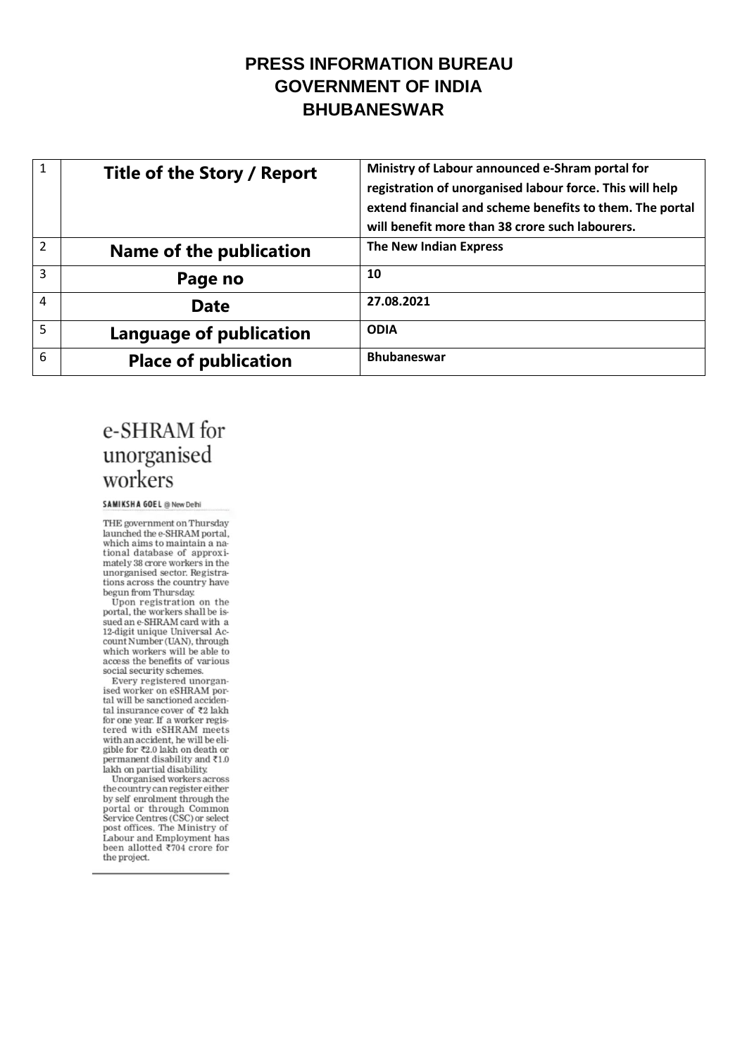# PRESS INFORMATION BUREAU
# GOVERNMENT OF INDIA
# BHUBANESWAR

| | | |
|---|---|---|
| 1 | **Title of the Story / Report** | **Ministry of Labour announced e-Shram portal for registration of unorganised labour force. This will help extend financial and scheme benefits to them. The portal will benefit more than 38 crore such labourers.** |
| 2 | **Name of the publication** | **The New Indian Express** |
| 3 | **Page no** | **10** |
| 4 | **Date** | **27.08.2021** |
| 5 | **Language of publication** | **ODIA** |
| 6 | **Place of publication** | **Bhubaneswar** |

## e-SHRAM for unorganised workers

**SAMIKSHA GOEL** @ New Delhi

THE government on Thursday launched the e-SHRAM portal, which aims to maintain a national database of approximately 38 crore workers in the unorganised sector. Registrations across the country have begun from Thursday.

Upon registration on the portal, the workers shall be issued an e-SHRAM card with a 12-digit unique Universal Account Number (UAN), through which workers will be able to access the benefits of various social security schemes.

Every registered unorganised worker on eSHRAM portal will be sanctioned accidental insurance cover of ₹2 lakh for one year. If a worker registered with eSHRAM meets with an accident, he will be eligible for ₹2.0 lakh on death or permanent disability and ₹1.0 lakh on partial disability.

Unorganised workers across the country can register either by self enrolment through the portal or through Common Service Centres (CSC) or select post offices. The Ministry of Labour and Employment has been allotted ₹704 crore for the project.